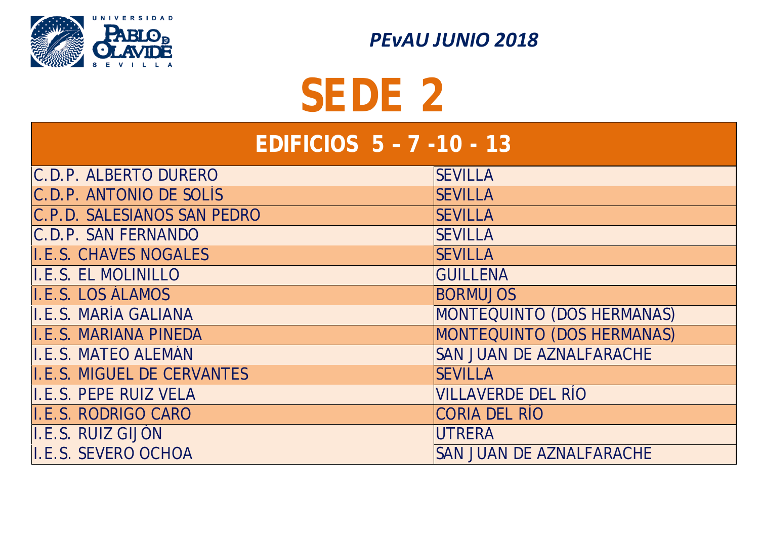*PEvAU JUNIO 2018*

# SEDE 2

| EDIFICIOS 5 – 7 -10 - 13 | |
|---|---|
| C.D.P. ALBERTO DURERO | SEVILLA |
| C.D.P. ANTONIO DE SOLÍS | SEVILLA |
| C.P.D. SALESIANOS SAN PEDRO | SEVILLA |
| C.D.P. SAN FERNANDO | SEVILLA |
| I.E.S. CHAVES NOGALES | SEVILLA |
| I.E.S. EL MOLINILLO | GUILLENA |
| I.E.S. LOS ÁLAMOS | BORMUJOS |
| I.E.S. MARÍA GALIANA | MONTEQUINTO (DOS HERMANAS) |
| I.E.S. MARIANA PINEDA | MONTEQUINTO (DOS HERMANAS) |
| I.E.S. MATEO ALEMÁN | SAN JUAN DE AZNALFARACHE |
| I.E.S. MIGUEL DE CERVANTES | SEVILLA |
| I.E.S. PEPE RUIZ VELA | VILLAVERDE DEL RÍO |
| I.E.S. RODRIGO CARO | CORIA DEL RÍO |
| I.E.S. RUIZ GIJÓN | UTRERA |
| I.E.S. SEVERO OCHOA | SAN JUAN DE AZNALFARACHE |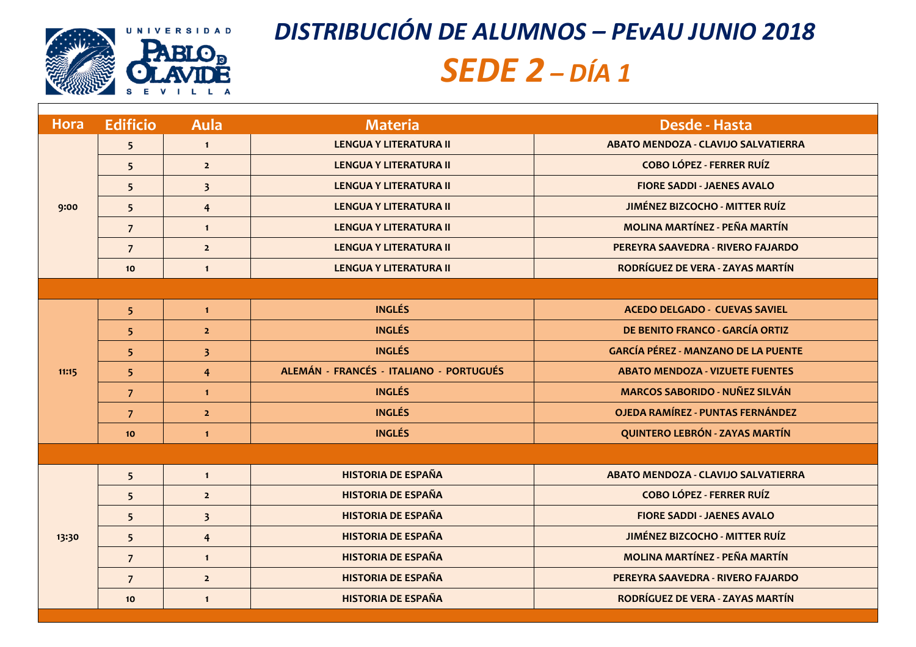UNIVERSIDAD PABLO DE OLAVIDE SEVILLA

# *DISTRIBUCIÓN DE ALUMNOS – PEvAU JUNIO 2018*

# *SEDE 2 – DÍA 1*

| Hora | Edificio | Aula | Materia | Desde - Hasta |
|---|---|---|---|---|
| 9:00 | 5 | 1 | LENGUA Y LITERATURA II | ABATO MENDOZA - CLAVIJO SALVATIERRA |
| | 5 | 2 | LENGUA Y LITERATURA II | COBO LÓPEZ - FERRER RUÍZ |
| | 5 | 3 | LENGUA Y LITERATURA II | FIORE SADDI - JAENES AVALO |
| | 5 | 4 | LENGUA Y LITERATURA II | JIMÉNEZ BIZCOCHO - MITTER RUÍZ |
| | 7 | 1 | LENGUA Y LITERATURA II | MOLINA MARTÍNEZ - PEÑA MARTÍN |
| | 7 | 2 | LENGUA Y LITERATURA II | PEREYRA SAAVEDRA - RIVERO FAJARDO |
| | 10 | 1 | LENGUA Y LITERATURA II | RODRÍGUEZ DE VERA - ZAYAS MARTÍN |
| 11:15 | 5 | 1 | INGLÉS | ACEDO DELGADO - CUEVAS SAVIEL |
| | 5 | 2 | INGLÉS | DE BENITO FRANCO - GARCÍA ORTIZ |
| | 5 | 3 | INGLÉS | GARCÍA PÉREZ - MANZANO DE LA PUENTE |
| | 5 | 4 | ALEMÁN - FRANCÉS - ITALIANO - PORTUGUÉS | ABATO MENDOZA - VIZUETE FUENTES |
| | 7 | 1 | INGLÉS | MARCOS SABORIDO - NUÑEZ SILVÁN |
| | 7 | 2 | INGLÉS | OJEDA RAMÍREZ - PUNTAS FERNÁNDEZ |
| | 10 | 1 | INGLÉS | QUINTERO LEBRÓN - ZAYAS MARTÍN |
| 13:30 | 5 | 1 | HISTORIA DE ESPAÑA | ABATO MENDOZA - CLAVIJO SALVATIERRA |
| | 5 | 2 | HISTORIA DE ESPAÑA | COBO LÓPEZ - FERRER RUÍZ |
| | 5 | 3 | HISTORIA DE ESPAÑA | FIORE SADDI - JAENES AVALO |
| | 5 | 4 | HISTORIA DE ESPAÑA | JIMÉNEZ BIZCOCHO - MITTER RUÍZ |
| | 7 | 1 | HISTORIA DE ESPAÑA | MOLINA MARTÍNEZ - PEÑA MARTÍN |
| | 7 | 2 | HISTORIA DE ESPAÑA | PEREYRA SAAVEDRA - RIVERO FAJARDO |
| | 10 | 1 | HISTORIA DE ESPAÑA | RODRÍGUEZ DE VERA - ZAYAS MARTÍN |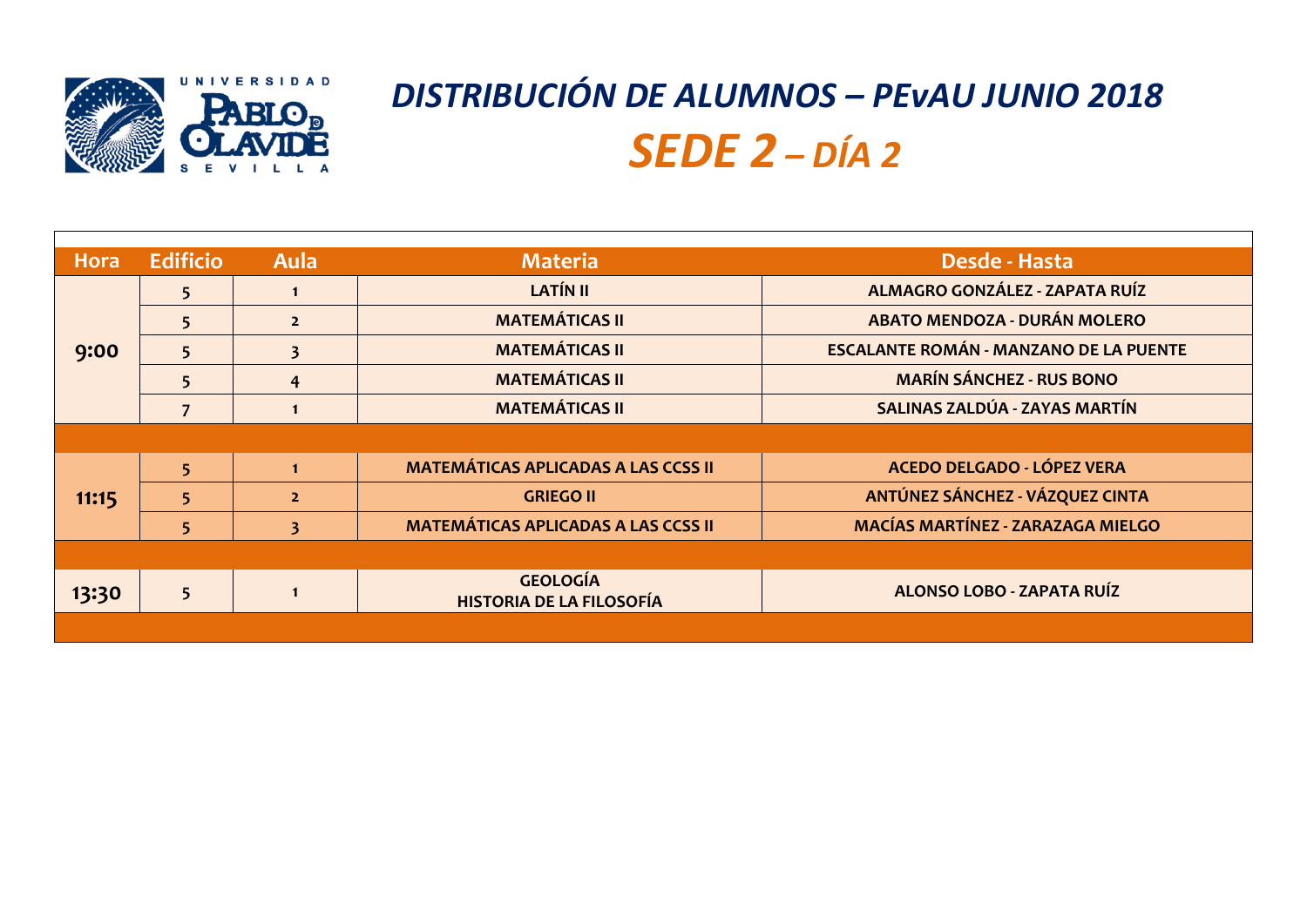UNIVERSIDAD PABLO DE OLAVIDE SEVILLA

# *DISTRIBUCIÓN DE ALUMNOS – PEvAU JUNIO 2018*

## *SEDE 2 – DÍA 2*

| Hora | Edificio | Aula | Materia | Desde - Hasta |
|---|---|---|---|---|
| 9:00 | 5 | 1 | LATÍN II | ALMAGRO GONZÁLEZ - ZAPATA RUÍZ |
| | 5 | 2 | MATEMÁTICAS II | ABATO MENDOZA - DURÁN MOLERO |
| | 5 | 3 | MATEMÁTICAS II | ESCALANTE ROMÁN - MANZANO DE LA PUENTE |
| | 5 | 4 | MATEMÁTICAS II | MARÍN SÁNCHEZ - RUS BONO |
| | 7 | 1 | MATEMÁTICAS II | SALINAS ZALDÚA - ZAYAS MARTÍN |
| | | | | |
| 11:15 | 5 | 1 | MATEMÁTICAS APLICADAS A LAS CCSS II | ACEDO DELGADO - LÓPEZ VERA |
| | 5 | 2 | GRIEGO II | ANTÚNEZ SÁNCHEZ - VÁZQUEZ CINTA |
| | 5 | 3 | MATEMÁTICAS APLICADAS A LAS CCSS II | MACÍAS MARTÍNEZ - ZARAZAGA MIELGO |
| | | | | |
| 13:30 | 5 | 1 | GEOLOGÍA<br>HISTORIA DE LA FILOSOFÍA | ALONSO LOBO - ZAPATA RUÍZ |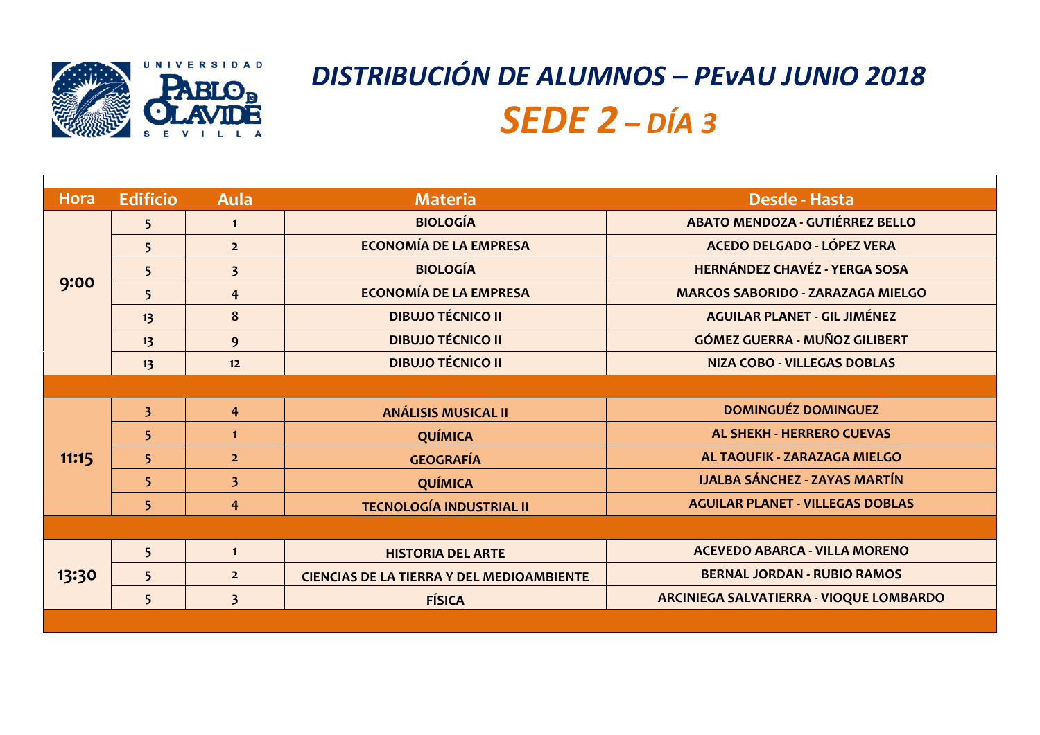# DISTRIBUCIÓN DE ALUMNOS – PEvAU JUNIO 2018

## SEDE 2 – DÍA 3

| Hora | Edificio | Aula | Materia | Desde - Hasta |
|---|---|---|---|---|
| 9:00 | 5 | 1 | BIOLOGÍA | ABATO MENDOZA - GUTIÉRREZ BELLO |
| | 5 | 2 | ECONOMÍA DE LA EMPRESA | ACEDO DELGADO - LÓPEZ VERA |
| | 5 | 3 | BIOLOGÍA | HERNÁNDEZ CHAVÉZ - YERGA SOSA |
| | 5 | 4 | ECONOMÍA DE LA EMPRESA | MARCOS SABORIDO - ZARAZAGA MIELGO |
| | 13 | 8 | DIBUJO TÉCNICO II | AGUILAR PLANET - GIL JIMÉNEZ |
| | 13 | 9 | DIBUJO TÉCNICO II | GÓMEZ GUERRA - MUÑOZ GILIBERT |
| | 13 | 12 | DIBUJO TÉCNICO II | NIZA COBO - VILLEGAS DOBLAS |
| 11:15 | 3 | 4 | ANÁLISIS MUSICAL II | DOMINGUÉZ DOMINGUEZ |
| | 5 | 1 | QUÍMICA | AL SHEKH - HERRERO CUEVAS |
| | 5 | 2 | GEOGRAFÍA | AL TAOUFIK - ZARAZAGA MIELGO |
| | 5 | 3 | QUÍMICA | IJALBA SÁNCHEZ - ZAYAS MARTÍN |
| | 5 | 4 | TECNOLOGÍA INDUSTRIAL II | AGUILAR PLANET - VILLEGAS DOBLAS |
| 13:30 | 5 | 1 | HISTORIA DEL ARTE | ACEVEDO ABARCA - VILLA MORENO |
| | 5 | 2 | CIENCIAS DE LA TIERRA Y DEL MEDIOAMBIENTE | BERNAL JORDAN - RUBIO RAMOS |
| | 5 | 3 | FÍSICA | ARCINIEGA SALVATIERRA - VIOQUE LOMBARDO |